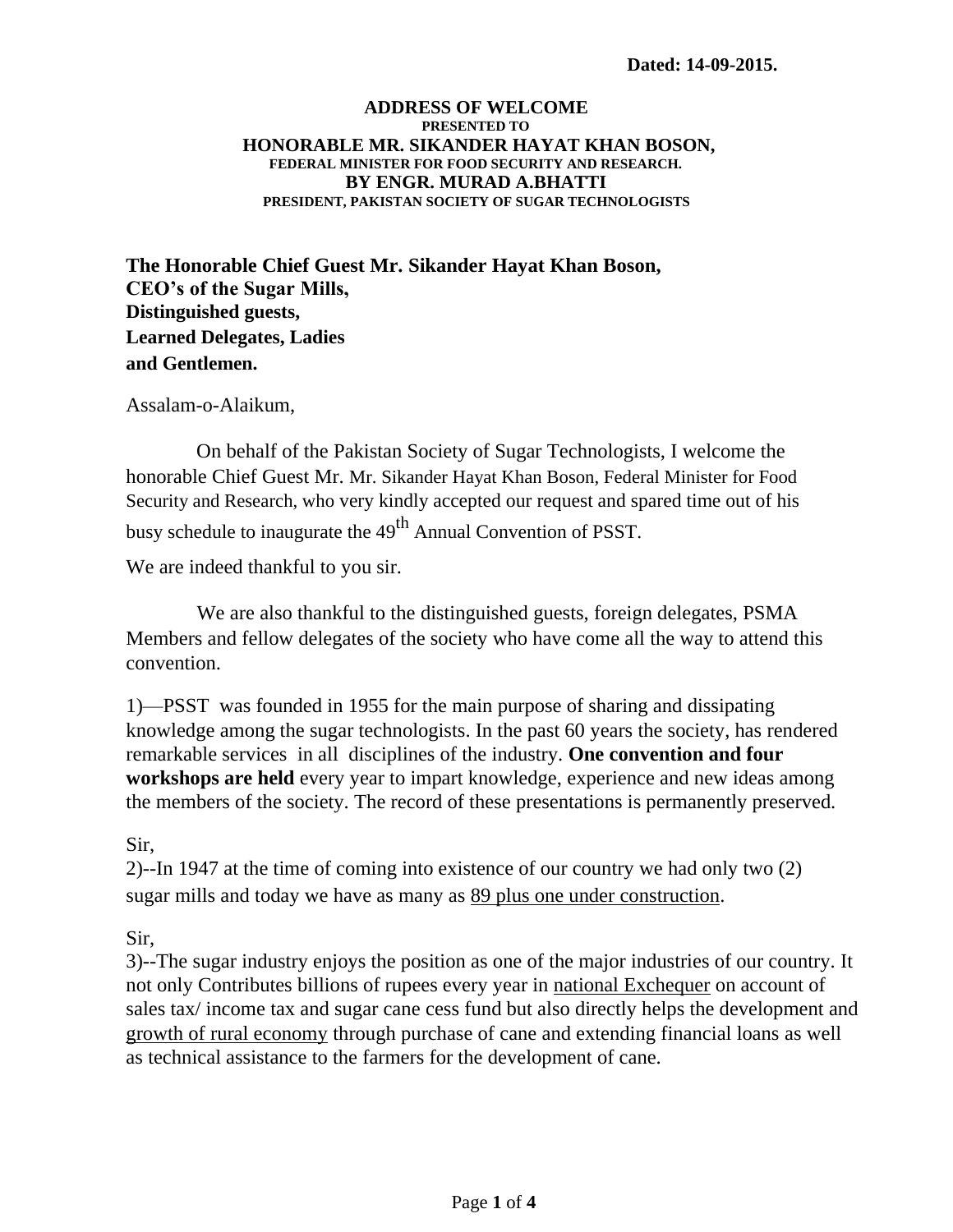**Dated: 14-09-2015.**

**ADDRESS OF WELCOME**
**PRESENTED TO**
**HONORABLE MR. SIKANDER HAYAT KHAN BOSON,**
**FEDERAL MINISTER FOR FOOD SECURITY AND RESEARCH.**
**BY ENGR. MURAD A.BHATTI**
**PRESIDENT, PAKISTAN SOCIETY OF SUGAR TECHNOLOGISTS**

**The Honorable Chief Guest Mr. Sikander Hayat Khan Boson,**
**CEO's of the Sugar Mills,**
**Distinguished guests,**
**Learned Delegates, Ladies**
**and Gentlemen.**

Assalam-o-Alaikum,

On behalf of the Pakistan Society of Sugar Technologists, I welcome the honorable Chief Guest Mr. Mr. Sikander Hayat Khan Boson, Federal Minister for Food Security and Research, who very kindly accepted our request and spared time out of his busy schedule to inaugurate the 49th Annual Convention of PSST.

We are indeed thankful to you sir.

We are also thankful to the distinguished guests, foreign delegates, PSMA Members and fellow delegates of the society who have come all the way to attend this convention.

1)—PSST was founded in 1955 for the main purpose of sharing and dissipating knowledge among the sugar technologists. In the past 60 years the society, has rendered remarkable services in all disciplines of the industry. **One convention and four workshops are held** every year to impart knowledge, experience and new ideas among the members of the society. The record of these presentations is permanently preserved.

Sir,
2)--In 1947 at the time of coming into existence of our country we had only two (2) sugar mills and today we have as many as <u>89 plus one under construction</u>.

Sir,
3)--The sugar industry enjoys the position as one of the major industries of our country. It not only Contributes billions of rupees every year in <u>national Exchequer</u> on account of sales tax/ income tax and sugar cane cess fund but also directly helps the development and <u>growth of rural economy</u> through purchase of cane and extending financial loans as well as technical assistance to the farmers for the development of cane.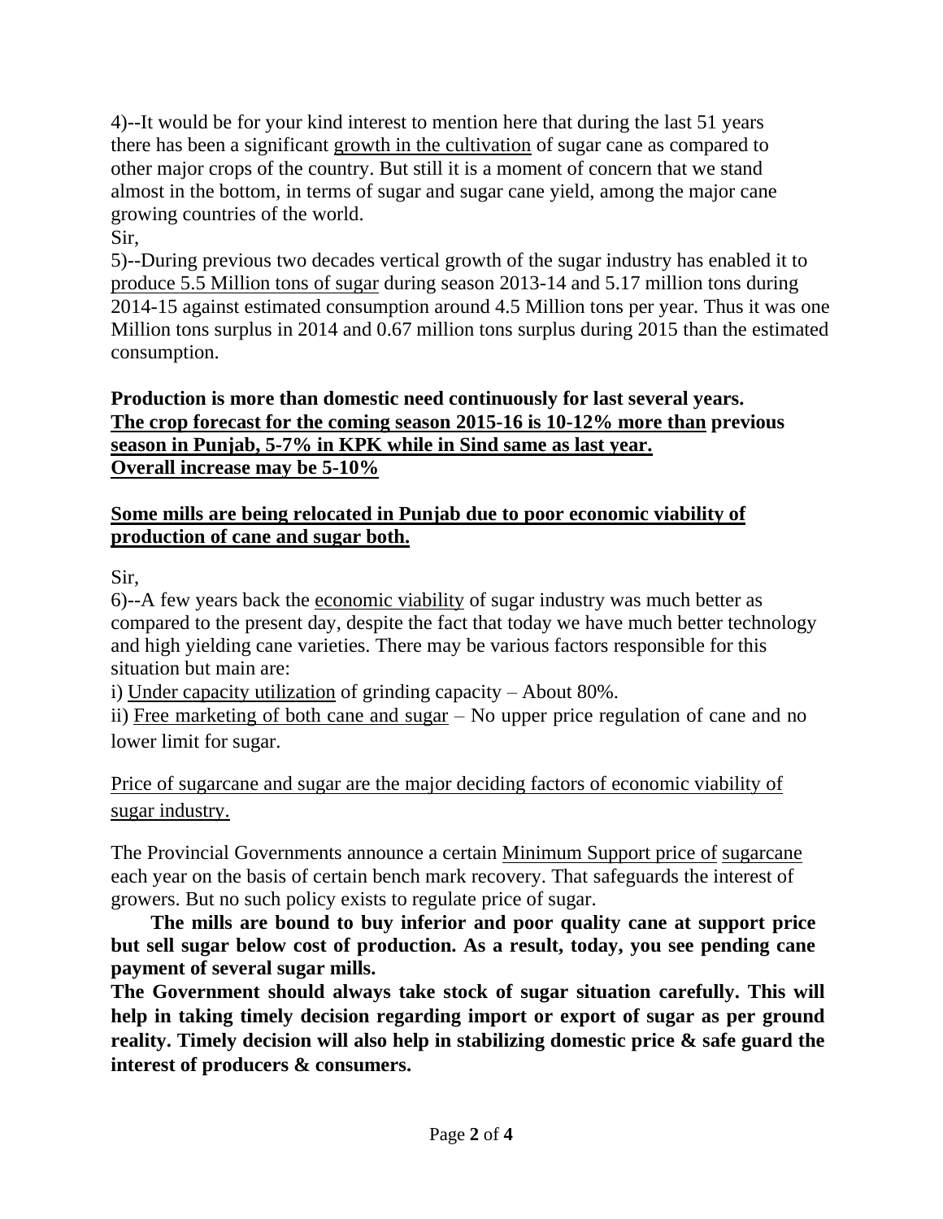4)--It would be for your kind interest to mention here that during the last 51 years there has been a significant <u>growth in the cultivation</u> of sugar cane as compared to other major crops of the country. But still it is a moment of concern that we stand almost in the bottom, in terms of sugar and sugar cane yield, among the major cane growing countries of the world.

Sir,

5)--During previous two decades vertical growth of the sugar industry has enabled it to <u>produce 5.5 Million tons of sugar</u> during season 2013-14 and 5.17 million tons during 2014-15 against estimated consumption around 4.5 Million tons per year. Thus it was one Million tons surplus in 2014 and 0.67 million tons surplus during 2015 than the estimated consumption.

**Production is more than domestic need continuously for last several years.**
**<u>The crop forecast for the coming season 2015-16 is 10-12% more than</u> previous <u>season in Punjab, 5-7% in KPK while in Sind same as last year.</u>**
**<u>Overall increase may be 5-10%</u>**

**<u>Some mills are being relocated in Punjab due to poor economic viability of production of cane and sugar both.</u>**

Sir,

6)--A few years back the <u>economic viability</u> of sugar industry was much better as compared to the present day, despite the fact that today we have much better technology and high yielding cane varieties. There may be various factors responsible for this situation but main are:

i) <u>Under capacity utilization</u> of grinding capacity – About 80%.

ii) <u>Free marketing of both cane and sugar</u> – No upper price regulation of cane and no lower limit for sugar.

<u>Price of sugarcane and sugar are the major deciding factors of economic viability of sugar industry.</u>

The Provincial Governments announce a certain <u>Minimum Support price of</u> <u>sugarcane</u> each year on the basis of certain bench mark recovery. That safeguards the interest of growers. But no such policy exists to regulate price of sugar.

**The mills are bound to buy inferior and poor quality cane at support price but sell sugar below cost of production. As a result, today, you see pending cane payment of several sugar mills.**

**The Government should always take stock of sugar situation carefully. This will help in taking timely decision regarding import or export of sugar as per ground reality. Timely decision will also help in stabilizing domestic price & safe guard the interest of producers & consumers.**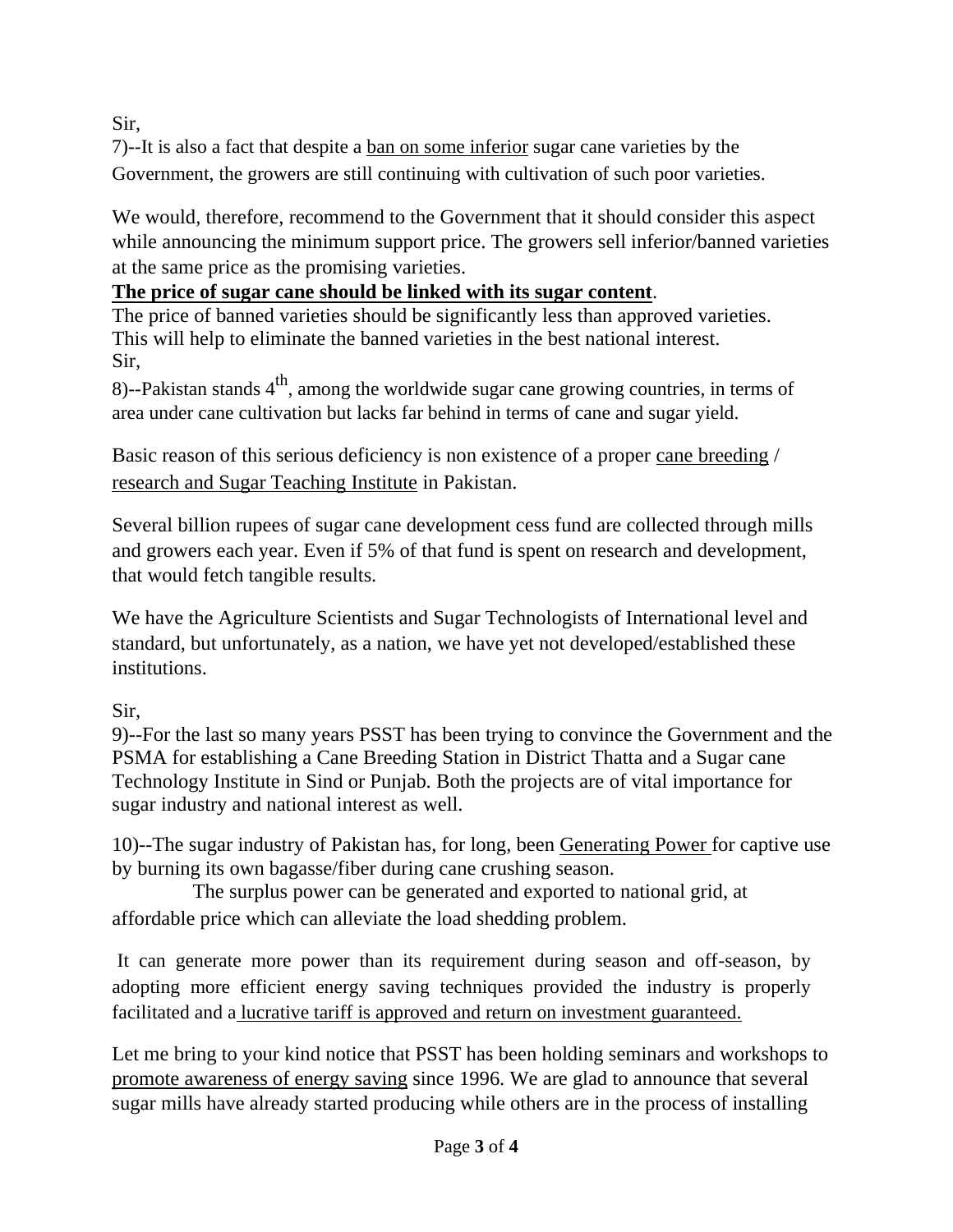Sir,

7)--It is also a fact that despite a <u>ban on some inferior</u> sugar cane varieties by the Government, the growers are still continuing with cultivation of such poor varieties.

We would, therefore, recommend to the Government that it should consider this aspect while announcing the minimum support price. The growers sell inferior/banned varieties at the same price as the promising varieties.

**<u>The price of sugar cane should be linked with its sugar content</u>**.

The price of banned varieties should be significantly less than approved varieties. This will help to eliminate the banned varieties in the best national interest.

Sir,

8)--Pakistan stands $4^{th}$, among the worldwide sugar cane growing countries, in terms of area under cane cultivation but lacks far behind in terms of cane and sugar yield.

Basic reason of this serious deficiency is non existence of a proper <u>cane breeding</u> / <u>research and Sugar Teaching Institute</u> in Pakistan.

Several billion rupees of sugar cane development cess fund are collected through mills and growers each year. Even if 5% of that fund is spent on research and development, that would fetch tangible results.

We have the Agriculture Scientists and Sugar Technologists of International level and standard, but unfortunately, as a nation, we have yet not developed/established these institutions.

Sir,

9)--For the last so many years PSST has been trying to convince the Government and the PSMA for establishing a Cane Breeding Station in District Thatta and a Sugar cane Technology Institute in Sind or Punjab. Both the projects are of vital importance for sugar industry and national interest as well.

10)--The sugar industry of Pakistan has, for long, been <u>Generating Power</u> for captive use by burning its own bagasse/fiber during cane crushing season.

The surplus power can be generated and exported to national grid, at affordable price which can alleviate the load shedding problem.

It can generate more power than its requirement during season and off-season, by adopting more efficient energy saving techniques provided the industry is properly facilitated and a <u>lucrative tariff is approved and return on investment guaranteed.</u>

Let me bring to your kind notice that PSST has been holding seminars and workshops to <u>promote awareness of energy saving</u> since 1996. We are glad to announce that several sugar mills have already started producing while others are in the process of installing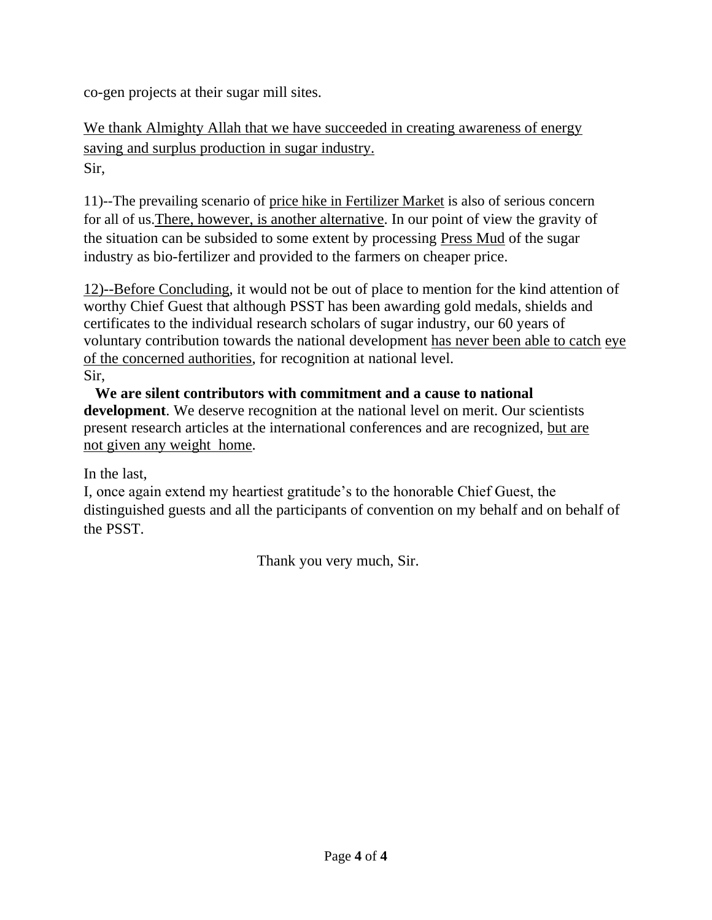co-gen projects at their sugar mill sites.

We thank Almighty Allah that we have succeeded in creating awareness of energy saving and surplus production in sugar industry.

Sir,

11)--The prevailing scenario of price hike in Fertilizer Market is also of serious concern for all of us.There, however, is another alternative. In our point of view the gravity of the situation can be subsided to some extent by processing Press Mud of the sugar industry as bio-fertilizer and provided to the farmers on cheaper price.

12)--Before Concluding, it would not be out of place to mention for the kind attention of worthy Chief Guest that although PSST has been awarding gold medals, shields and certificates to the individual research scholars of sugar industry, our 60 years of voluntary contribution towards the national development has never been able to catch eye of the concerned authorities, for recognition at national level.

Sir,

**We are silent contributors with commitment and a cause to national development**. We deserve recognition at the national level on merit. Our scientists present research articles at the international conferences and are recognized, but are not given any weight home.

In the last,

I, once again extend my heartiest gratitude's to the honorable Chief Guest, the distinguished guests and all the participants of convention on my behalf and on behalf of the PSST.

Thank you very much, Sir.